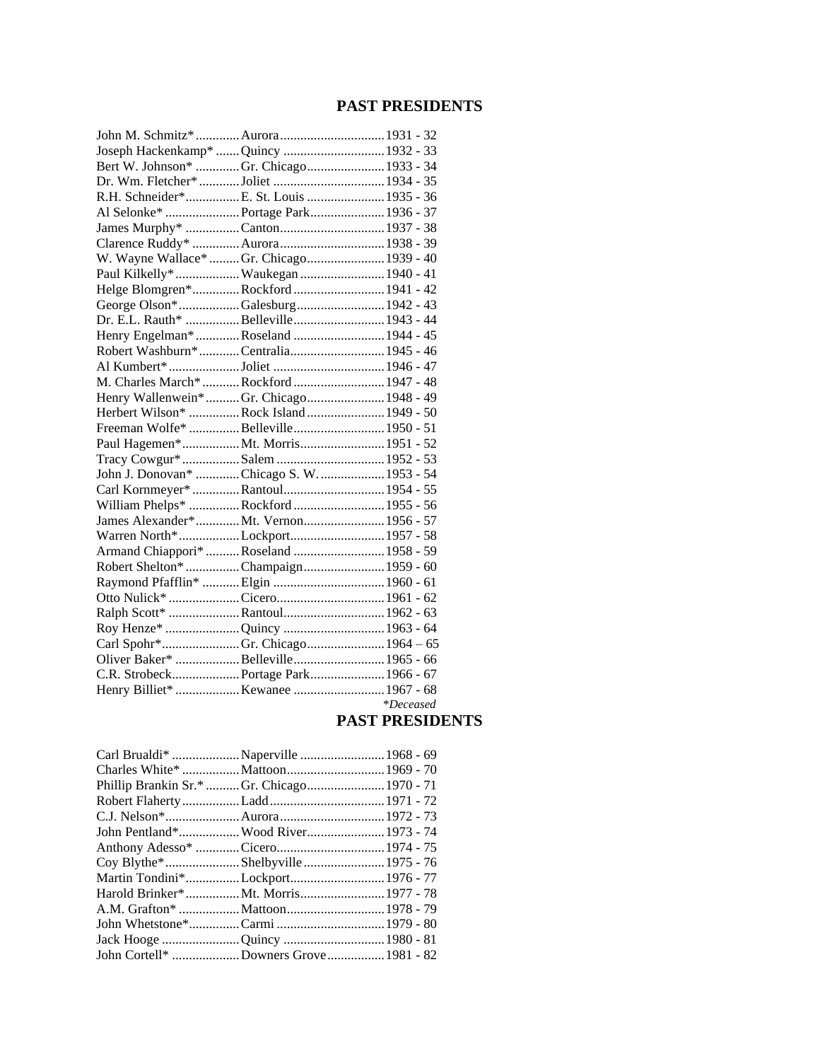## PAST PRESIDENTS

| Name | City | Years |
|---|---|---|
| John M. Schmitz* | Aurora | 1931 - 32 |
| Joseph Hackenkamp* | Quincy | 1932 - 33 |
| Bert W. Johnson* | Gr. Chicago | 1933 - 34 |
| Dr. Wm. Fletcher* | Joliet | 1934 - 35 |
| R.H. Schneider* | E. St. Louis | 1935 - 36 |
| Al Selonke* | Portage Park | 1936 - 37 |
| James Murphy* | Canton | 1937 - 38 |
| Clarence Ruddy* | Aurora | 1938 - 39 |
| W. Wayne Wallace* | Gr. Chicago | 1939 - 40 |
| Paul Kilkelly* | Waukegan | 1940 - 41 |
| Helge Blomgren* | Rockford | 1941 - 42 |
| George Olson* | Galesburg | 1942 - 43 |
| Dr. E.L. Rauth* | Belleville | 1943 - 44 |
| Henry Engelman* | Roseland | 1944 - 45 |
| Robert Washburn* | Centralia | 1945 - 46 |
| Al Kumbert* | Joliet | 1946 - 47 |
| M. Charles March* | Rockford | 1947 - 48 |
| Henry Wallenwein* | Gr. Chicago | 1948 - 49 |
| Herbert Wilson* | Rock Island | 1949 - 50 |
| Freeman Wolfe* | Belleville | 1950 - 51 |
| Paul Hagemen* | Mt. Morris | 1951 - 52 |
| Tracy Cowgur* | Salem | 1952 - 53 |
| John J. Donovan* | Chicago S. W. | 1953 - 54 |
| Carl Kornmeyer* | Rantoul | 1954 - 55 |
| William Phelps* | Rockford | 1955 - 56 |
| James Alexander* | Mt. Vernon | 1956 - 57 |
| Warren North* | Lockport | 1957 - 58 |
| Armand Chiappori* | Roseland | 1958 - 59 |
| Robert Shelton* | Champaign | 1959 - 60 |
| Raymond Pfafflin* | Elgin | 1960 - 61 |
| Otto Nulick* | Cicero | 1961 - 62 |
| Ralph Scott* | Rantoul | 1962 - 63 |
| Roy Henze* | Quincy | 1963 - 64 |
| Carl Spohr* | Gr. Chicago | 1964 – 65 |
| Oliver Baker* | Belleville | 1965 - 66 |
| C.R. Strobeck | Portage Park | 1966 - 67 |
| Henry Billiet* | Kewanee | 1967 - 68 |

*\*Deceased*

## PAST PRESIDENTS

| Name | City | Years |
|---|---|---|
| Carl Brualdi* | Naperville | 1968 - 69 |
| Charles White* | Mattoon | 1969 - 70 |
| Phillip Brankin Sr.* | Gr. Chicago | 1970 - 71 |
| Robert Flaherty | Ladd | 1971 - 72 |
| C.J. Nelson* | Aurora | 1972 - 73 |
| John Pentland* | Wood River | 1973 - 74 |
| Anthony Adesso* | Cicero | 1974 - 75 |
| Coy Blythe* | Shelbyville | 1975 - 76 |
| Martin Tondini* | Lockport | 1976 - 77 |
| Harold Brinker* | Mt. Morris | 1977 - 78 |
| A.M. Grafton* | Mattoon | 1978 - 79 |
| John Whetstone* | Carmi | 1979 - 80 |
| Jack Hooge | Quincy | 1980 - 81 |
| John Cortell* | Downers Grove | 1981 - 82 |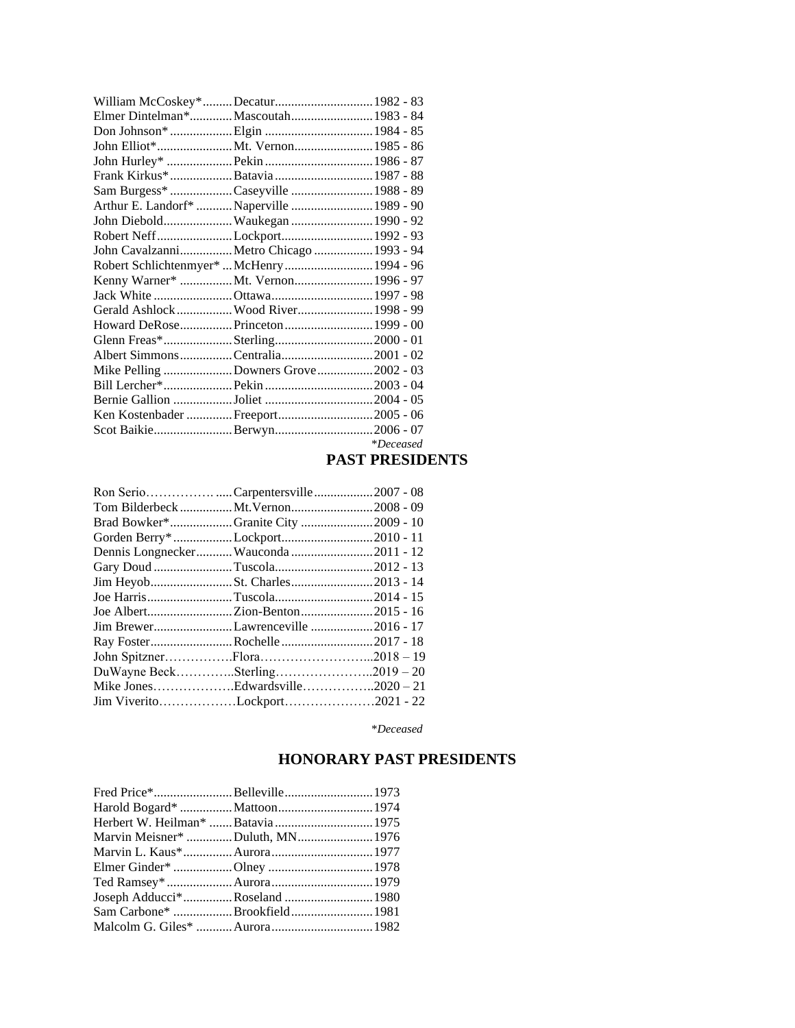| | | |
|---|---|---|
| William McCoskey* | Decatur | 1982 - 83 |
| Elmer Dintelman* | Mascoutah | 1983 - 84 |
| Don Johnson* | Elgin | 1984 - 85 |
| John Elliot* | Mt. Vernon | 1985 - 86 |
| John Hurley* | Pekin | 1986 - 87 |
| Frank Kirkus* | Batavia | 1987 - 88 |
| Sam Burgess* | Caseyville | 1988 - 89 |
| Arthur E. Landorf* | Naperville | 1989 - 90 |
| John Diebold | Waukegan | 1990 - 92 |
| Robert Neff | Lockport | 1992 - 93 |
| John Cavalzanni | Metro Chicago | 1993 - 94 |
| Robert Schlichtenmyer* | McHenry | 1994 - 96 |
| Kenny Warner* | Mt. Vernon | 1996 - 97 |
| Jack White | Ottawa | 1997 - 98 |
| Gerald Ashlock | Wood River | 1998 - 99 |
| Howard DeRose | Princeton | 1999 - 00 |
| Glenn Freas* | Sterling | 2000 - 01 |
| Albert Simmons | Centralia | 2001 - 02 |
| Mike Pelling | Downers Grove | 2002 - 03 |
| Bill Lercher* | Pekin | 2003 - 04 |
| Bernie Gallion | Joliet | 2004 - 05 |
| Ken Kostenbader | Freeport | 2005 - 06 |
| Scot Baikie | Berwyn | 2006 - 07 |

*\*Deceased*

## PAST PRESIDENTS

| | | |
|---|---|---|
| Ron Serio | Carpentersville | 2007 - 08 |
| Tom Bilderbeck | Mt.Vernon | 2008 - 09 |
| Brad Bowker* | Granite City | 2009 - 10 |
| Gorden Berry* | Lockport | 2010 - 11 |
| Dennis Longnecker | Wauconda | 2011 - 12 |
| Gary Doud | Tuscola | 2012 - 13 |
| Jim Heyob | St. Charles | 2013 - 14 |
| Joe Harris | Tuscola | 2014 - 15 |
| Joe Albert | Zion-Benton | 2015 - 16 |
| Jim Brewer | Lawrenceville | 2016 - 17 |
| Ray Foster | Rochelle | 2017 - 18 |
| John Spitzner | Flora | 2018 – 19 |
| DuWayne Beck | Sterling | 2019 – 20 |
| Mike Jones | Edwardsville | 2020 – 21 |
| Jim Viverito | Lockport | 2021 - 22 |

*\*Deceased*

## HONORARY PAST PRESIDENTS

| | | |
|---|---|---|
| Fred Price* | Belleville | 1973 |
| Harold Bogard* | Mattoon | 1974 |
| Herbert W. Heilman* | Batavia | 1975 |
| Marvin Meisner* | Duluth, MN | 1976 |
| Marvin L. Kaus* | Aurora | 1977 |
| Elmer Ginder* | Olney | 1978 |
| Ted Ramsey* | Aurora | 1979 |
| Joseph Adducci* | Roseland | 1980 |
| Sam Carbone* | Brookfield | 1981 |
| Malcolm G. Giles* | Aurora | 1982 |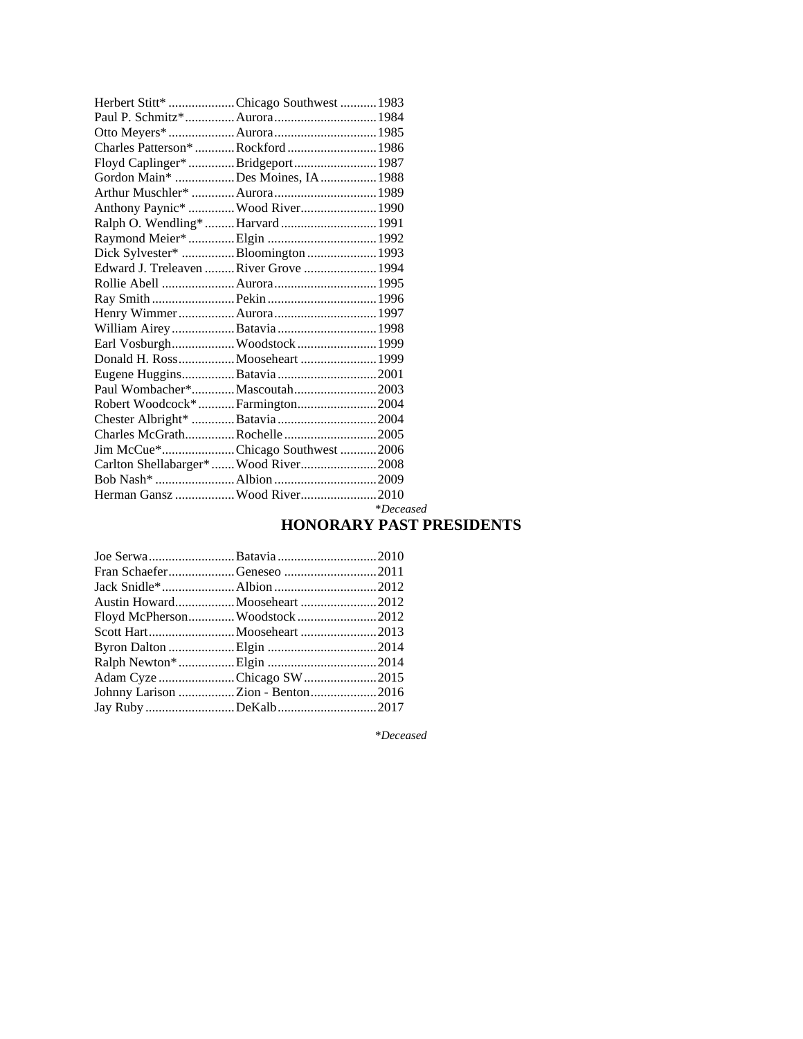| | | |
|---|---|---|
| Herbert Stitt* | Chicago Southwest | 1983 |
| Paul P. Schmitz* | Aurora | 1984 |
| Otto Meyers* | Aurora | 1985 |
| Charles Patterson* | Rockford | 1986 |
| Floyd Caplinger* | Bridgeport | 1987 |
| Gordon Main* | Des Moines, IA | 1988 |
| Arthur Muschler* | Aurora | 1989 |
| Anthony Paynic* | Wood River | 1990 |
| Ralph O. Wendling* | Harvard | 1991 |
| Raymond Meier* | Elgin | 1992 |
| Dick Sylvester* | Bloomington | 1993 |
| Edward J. Treleaven | River Grove | 1994 |
| Rollie Abell | Aurora | 1995 |
| Ray Smith | Pekin | 1996 |
| Henry Wimmer | Aurora | 1997 |
| William Airey | Batavia | 1998 |
| Earl Vosburgh | Woodstock | 1999 |
| Donald H. Ross | Mooseheart | 1999 |
| Eugene Huggins | Batavia | 2001 |
| Paul Wombacher* | Mascoutah | 2003 |
| Robert Woodcock* | Farmington | 2004 |
| Chester Albright* | Batavia | 2004 |
| Charles McGrath | Rochelle | 2005 |
| Jim McCue* | Chicago Southwest | 2006 |
| Carlton Shellabarger* | Wood River | 2008 |
| Bob Nash* | Albion | 2009 |
| Herman Gansz | Wood River | 2010 |

*\*Deceased*

## HONORARY PAST PRESIDENTS

| | | |
|---|---|---|
| Joe Serwa | Batavia | 2010 |
| Fran Schaefer | Geneseo | 2011 |
| Jack Snidle* | Albion | 2012 |
| Austin Howard | Mooseheart | 2012 |
| Floyd McPherson | Woodstock | 2012 |
| Scott Hart | Mooseheart | 2013 |
| Byron Dalton | Elgin | 2014 |
| Ralph Newton* | Elgin | 2014 |
| Adam Cyze | Chicago SW | 2015 |
| Johnny Larison | Zion - Benton | 2016 |
| Jay Ruby | DeKalb | 2017 |

*\*Deceased*